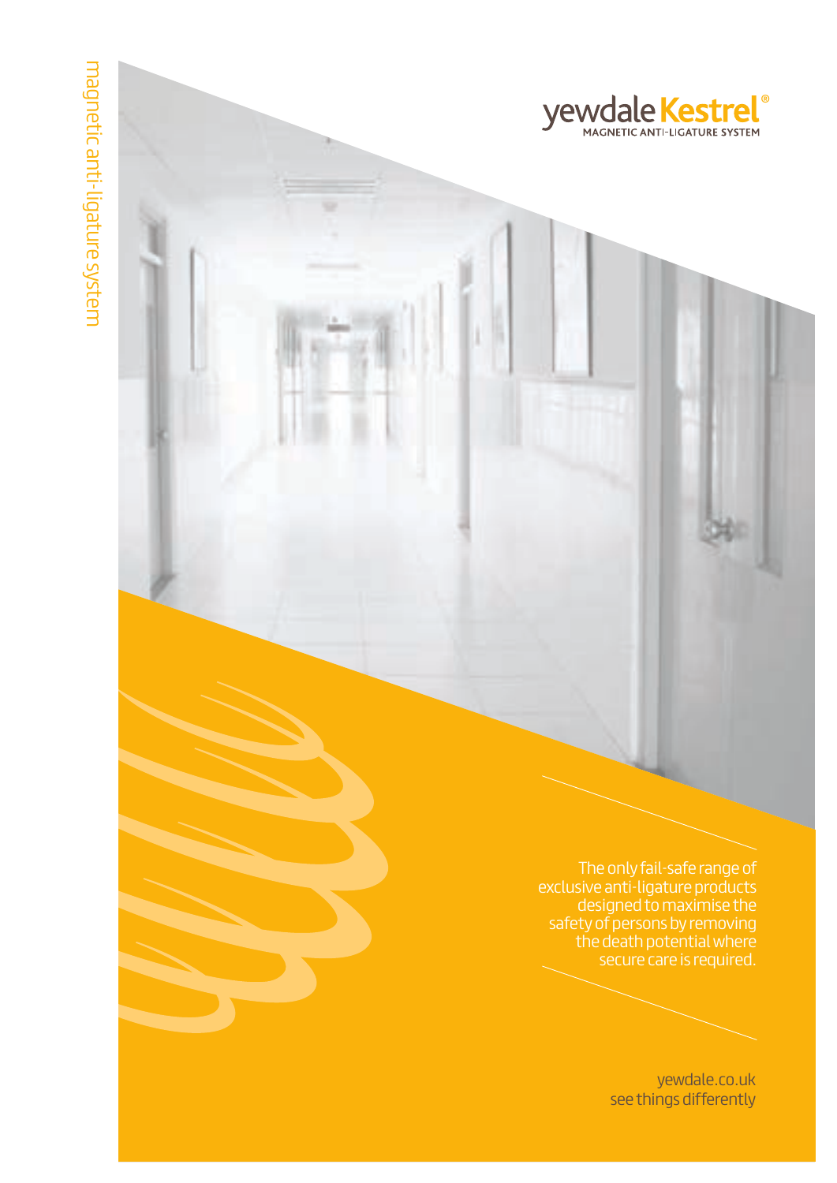magnetic anti-ligature system

# yewdale Kestrel®

MAGNETIC ANTI-LIGATURE SYSTEM

The only fail-safe range of exclusive anti-ligature products designed to maximise the safety of persons by removing the death potential where secure care is required.

yewdale.co.uk
see things differently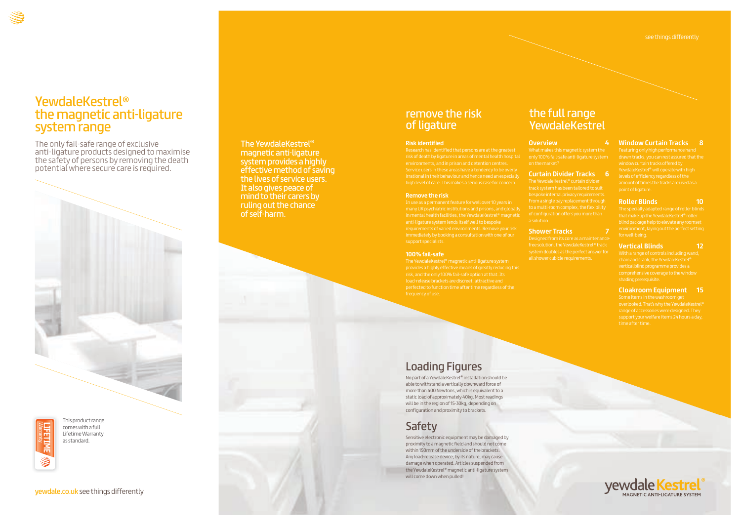# YewdaleKestrel®
# the magnetic anti-ligature system range

The only fail-safe range of exclusive anti-ligature products designed to maximise the safety of persons by removing the death potential where secure care is required.

This product range comes with a full Lifetime Warranty as standard.

LIFETIME Warranty

yewdale.co.uk see things differently

see things differently

The YewdaleKestrel® magnetic anti-ligature system provides a highly effective method of saving the lives of service users. It also gives peace of mind to their carers by ruling out the chance of self-harm.

## remove the risk of ligature

### Risk identified

Research has identified that persons are at the greatest risk of death by ligature in areas of mental health hospital environments, and in prison and detention centres. Service users in these areas have a tendency to be overly irrational in their behaviour and hence need an especially high level of care. This makes a serious case for concern.

### Remove the risk

In use as a permanent feature for well over 10 years in many UK psychiatric institutions and prisons, and globally in mental health facilities, the YewdaleKestrel® magnetic anti-ligature system lends itself well to bespoke requirements of varied environments. Remove your risk immediately by booking a consultation with one of our support specialists.

### 100% fail-safe

The YewdaleKestrel® magnetic anti-ligature system provides a highly effective means of greatly reducing this risk, and the only 100% fail-safe option at that. Its load-release brackets are discreet, attractive and perfected to function time after time regardless of the frequency of use.

## the full range YewdaleKestrel

### Overview 4

What makes this magnetic system the only 100% fail-safe anti-ligature system on the market?

### Curtain Divider Tracks 6

The YewdaleKestrel® curtain divider track system has been tailored to suit bespoke internal privacy requirements. From a single bay replacement through to a multi-room complex, the flexibility of configuration offers you more than a solution.

### Shower Tracks 7

Designed from its core as a maintenance-free solution, the YewdaleKestrel® track system doubles as the perfect answer for all shower cubicle requirements.

### Window Curtain Tracks 8

Featuring only high performance hand drawn tracks, you can rest assured that the window curtain tracks offered by YewdaleKestrel® will operate with high levels of efficiency regardless of the amount of times the tracks are used as a point of ligature.

### Roller Blinds 10

The specially adapted range of roller blinds that make up the YewdaleKestrel® roller blind package help to elevate any roomset environment, laying out the perfect setting for well-being.

### Vertical Blinds 12

With a range of controls including wand, chain and crank, the YewdaleKestrel® vertical blind programme provides a comprehensive coverage to the window shading prerequisite.

### Cloakroom Equipment 15

Some items in the washroom get overlooked. That's why the YewdaleKestrel® range of accessories were designed. They support your welfare items 24 hours a day, time after time.

## Loading Figures

No part of a YewdaleKestrel® installation should be able to withstand a vertically downward force of more than 400 Newtons, which is equivalent to a static load of approximately 40kg. Most readings will be in the region of 15-30kg, depending on configuration and proximity to brackets.

## Safety

Sensitive electronic equipment may be damaged by proximity to a magnetic field and should not come within 150mm of the underside of the brackets. Any load-release device, by its nature, may cause damage when operated. Articles suspended from the YewdaleKestrel® magnetic anti-ligature system will come down when pulled!

yewdale Kestrel®
MAGNETIC ANTI-LIGATURE SYSTEM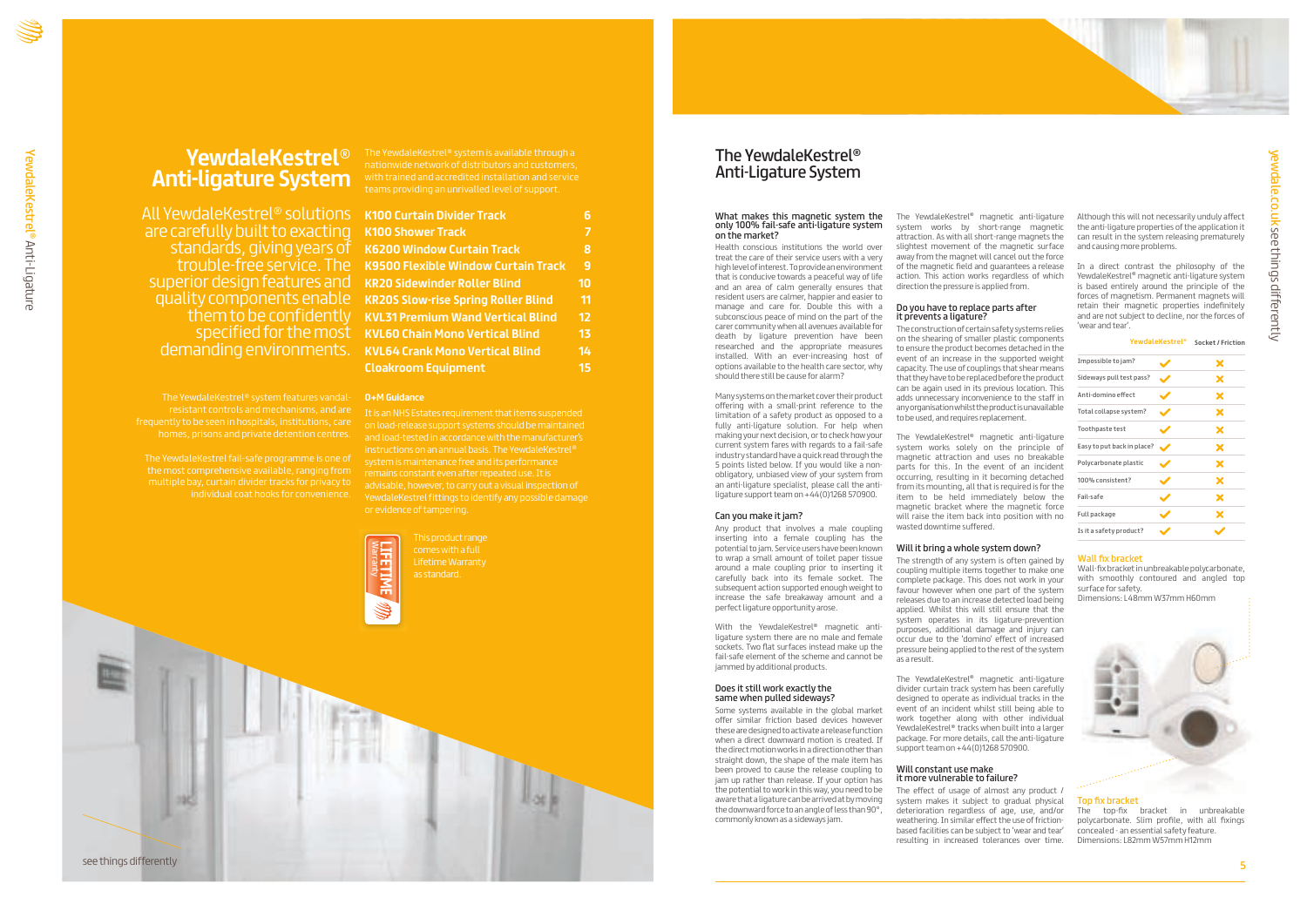# YewdaleKestrel® Anti-ligature System

All YewdaleKestrel® solutions are carefully built to exacting standards, giving years of trouble-free service. The superior design features and quality components enable them to be confidently specified for the most demanding environments.

The YewdaleKestrel® system is available through a nationwide network of distributors and customers, with trained and accredited installation and service teams providing an unrivalled level of support.

| | |
|---|---|
| K100 Curtain Divider Track | 6 |
| K100 Shower Track | 7 |
| K6200 Window Curtain Track | 8 |
| K9500 Flexible Window Curtain Track | 9 |
| KR20 Sidewinder Roller Blind | 10 |
| KR20S Slow-rise Spring Roller Blind | 11 |
| KVL31 Premium Wand Vertical Blind | 12 |
| KVL60 Chain Mono Vertical Blind | 13 |
| KVL64 Crank Mono Vertical Blind | 14 |
| Cloakroom Equipment | 15 |

The YewdaleKestrel® system features vandal-resistant controls and mechanisms, and are frequently to be seen in hospitals, institutions, care homes, prisons and private detention centres.

The YewdaleKestrel fail-safe programme is one of the most comprehensive available, ranging from multiple bay, curtain divider tracks for privacy to individual coat hooks for convenience.

**O+M Guidance**

It is an NHS Estates requirement that items suspended on load-release support systems should be maintained and load-tested in accordance with the manufacturer's instructions on an annual basis. The YewdaleKestrel® system is maintenance free and its performance remains constant even after repeated use. It is advisable, however, to carry out a visual inspection of YewdaleKestrel fittings to identify any possible damage or evidence of tampering.

LIFETIME Warranty

This product range comes with a full Lifetime Warranty as standard.

see things differently

## The YewdaleKestrel® Anti-Ligature System

### What makes this magnetic system the only 100% fail-safe anti-ligature system on the market?

Health conscious institutions the world over treat the care of their service users with a very high level of interest. To provide an environment that is conducive towards a peaceful way of life and an area of calm generally ensures that resident users are calmer, happier and easier to manage and care for. Double this with a subconscious peace of mind on the part of the carer community when all avenues available for death by ligature prevention have been researched and the appropriate measures installed. With an ever-increasing host of options available to the health care sector, why should there still be cause for alarm?

Many systems on the market cover their product offering with a small-print reference to the limitation of a safety product as opposed to a fully anti-ligature solution. For help when making your next decision, or to check how your current system fares with regards to a fail-safe industry standard have a quick read through the 5 points listed below. If you would like a non-obligatory, unbiased view of your system from an anti-ligature specialist, please call the anti-ligature support team on +44(0)1268 570900.

### Can you make it jam?

Any product that involves a male coupling inserting into a female coupling has the potential to jam. Service users have been known to wrap a small amount of toilet paper tissue around a male coupling prior to inserting it carefully back into its female socket. The subsequent action supported enough weight to increase the safe breakaway amount and a perfect ligature opportunity arose.

With the YewdaleKestrel® magnetic anti-ligature system there are no male and female sockets. Two flat surfaces instead make up the fail-safe element of the scheme and cannot be jammed by additional products.

### Does it still work exactly the same when pulled sideways?

Some systems available in the global market offer similar friction based devices however these are designed to activate a release function when a direct downward motion is created. If the direct motion works in a direction other than straight down, the shape of the male item has been proved to cause the release coupling to jam up rather than release. If your option has the potential to work in this way, you need to be aware that a ligature can be arrived at by moving the downward force to an angle of less than 90°, commonly known as a sideways jam.

The YewdaleKestrel® magnetic anti-ligature system works by short-range magnetic attraction. As with all short-range magnets the slightest movement of the magnetic surface away from the magnet will cancel out the force of the magnetic field and guarantees a release action. This action works regardless of which direction the pressure is applied from.

### Do you have to replace parts after it prevents a ligature?

The construction of certain safety systems relies on the shearing of smaller plastic components to ensure the product becomes detached in the event of an increase in the supported weight capacity. The use of couplings that shear means that they have to be replaced before the product can be again used in its previous location. This adds unnecessary inconvenience to the staff in any organisation whilst the product is unavailable to be used, and requires replacement.

The YewdaleKestrel® magnetic anti-ligature system works solely on the principle of magnetic attraction and uses no breakable parts for this. In the event of an incident occurring, resulting in it becoming detached from its mounting, all that is required is for the item to be held immediately below the magnetic bracket where the magnetic force will raise the item back into position with no wasted downtime suffered.

### Will it bring a whole system down?

The strength of any system is often gained by coupling multiple items together to make one complete package. This does not work in your favour however when one part of the system releases due to an increase detected load being applied. Whilst this will still ensure that the system operates in its ligature-prevention purposes, additional damage and injury can occur due to the 'domino' effect of increased pressure being applied to the rest of the system as a result.

The YewdaleKestrel® magnetic anti-ligature divider curtain track system has been carefully designed to operate as individual tracks in the event of an incident whilst still being able to work together along with other individual YewdaleKestrel® tracks when built into a larger package. For more details, call the anti-ligature support team on +44(0)1268 570900.

### Will constant use make it more vulnerable to failure?

The effect of usage of almost any product / system makes it subject to gradual physical deterioration regardless of age, use, and/or weathering. In similar effect the use of friction-based facilities can be subject to 'wear and tear' resulting in increased tolerances over time. Although this will not necessarily unduly affect the anti-ligature properties of the application it can result in the system releasing prematurely and causing more problems.

In a direct contrast the philosophy of the YewdaleKestrel® magnetic anti-ligature system is based entirely around the principle of the forces of magnetism. Permanent magnets will retain their magnetic properties indefinitely and are not subject to decline, nor the forces of 'wear and tear'.

| | YewdaleKestrel® | Socket / Friction |
|---|---|---|
| Impossible to jam? | ✓ | ✗ |
| Sideways pull test pass? | ✓ | ✗ |
| Anti-domino effect | ✓ | ✗ |
| Total collapse system? | ✓ | ✗ |
| Toothpaste test | ✓ | ✗ |
| Easy to put back in place? | ✓ | ✗ |
| Polycarbonate plastic | ✓ | ✗ |
| 100% consistent? | ✓ | ✗ |
| Fail-safe | ✓ | ✗ |
| Full package | ✓ | ✗ |
| Is it a safety product? | ✓ | ✓ |

**Wall fix bracket**

Wall-fix bracket in unbreakable polycarbonate, with smoothly contoured and angled top surface for safety.
Dimensions: L48mm W37mm H60mm

**Top fix bracket**

The top-fix bracket in unbreakable polycarbonate. Slim profile, with all fixings concealed - an essential safety feature.
Dimensions: L82mm W57mm H12mm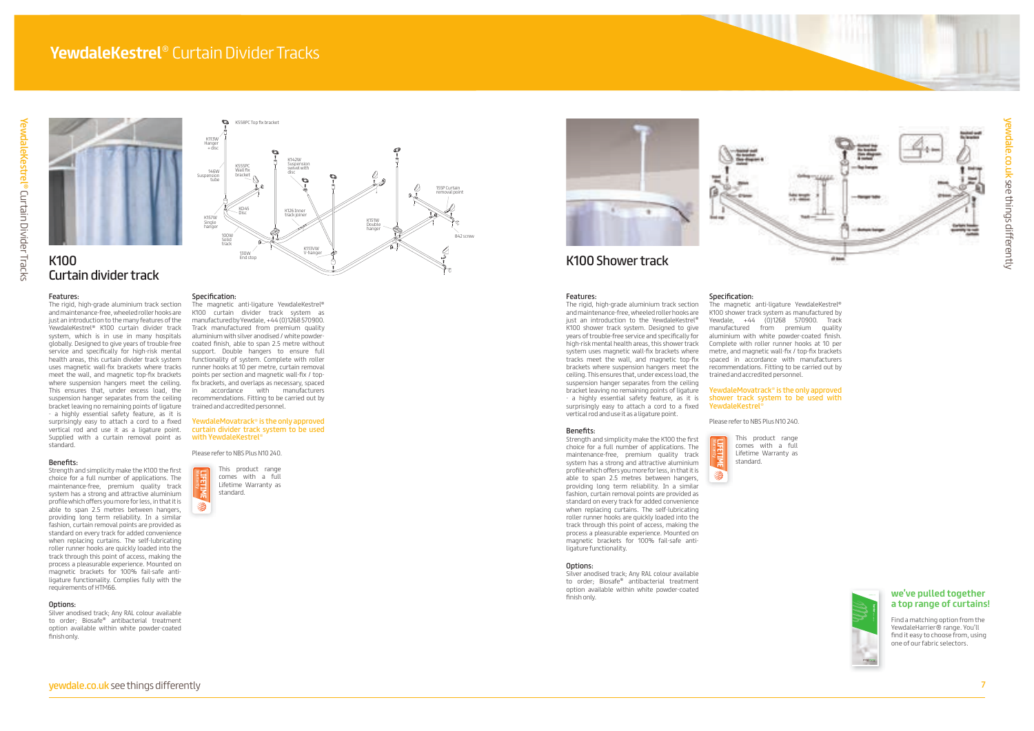# YewdaleKestrel® Curtain Divider Tracks

## K100 Curtain divider track

### Features:

The rigid, high-grade aluminium track section and maintenance-free, wheeled roller hooks are just an introduction to the many features of the YewdaleKestrel® K100 curtain divider track system, which is in use in many hospitals globally. Designed to give years of trouble-free service and specifically for high-risk mental health areas, this curtain divider track system uses magnetic wall-fix brackets where tracks meet the wall, and magnetic top-fix brackets where suspension hangers meet the ceiling. This ensures that, under excess load, the suspension hanger separates from the ceiling bracket leaving no remaining points of ligature - a highly essential safety feature, as it is surprisingly easy to attach a cord to a fixed vertical rod and use it as a ligature point. Supplied with a curtain removal point as standard.

### Benefits:

Strength and simplicity make the K100 the first choice for a full number of applications. The maintenance-free, premium quality track system has a strong and attractive aluminium profile which offers you more for less, in that it is able to span 2.5 metres between hangers, providing long term reliability. In a similar fashion, curtain removal points are provided as standard on every track for added convenience when replacing curtains. The self-lubricating roller runner hooks are quickly loaded into the track through this point of access, making the process a pleasurable experience. Mounted on magnetic brackets for 100% fail-safe anti-ligature functionality. Complies fully with the requirements of HTM66.

### Options:

Silver anodised track; Any RAL colour available to order; Biosafe® antibacterial treatment option available within white powder-coated finish only.

### Specification:

The magnetic anti-ligature YewdaleKestrel® K100 curtain divider track system as manufactured by Yewdale, +44 (0)1268 570900. Track manufactured from premium quality aluminium with silver anodised / white powder-coated finish, able to span 2.5 metre without support. Double hangers to ensure full functionality of system. Complete with roller runner hooks at 10 per metre, curtain removal points per section and magnetic wall-fix / top-fix brackets, and overlaps as necessary, spaced in accordance with manufacturers recommendations. Fitting to be carried out by trained and accredited personnel.

**YewdaleMovatrack® is the only approved curtain divider track system to be used with YewdaleKestrel®**

Please refer to NBS Plus N10 240.

This product range comes with a full Lifetime Warranty as standard.

## K100 Shower track

### Features:

The rigid, high-grade aluminium track section and maintenance-free, wheeled roller hooks are just an introduction to the YewdaleKestrel® K100 shower track system. Designed to give years of trouble-free service and specifically for high-risk mental health areas, this shower track system uses magnetic wall-fix brackets where tracks meet the wall, and magnetic top-fix brackets where suspension hangers meet the ceiling. This ensures that, under excess load, the suspension hanger separates from the ceiling bracket leaving no remaining points of ligature - a highly essential safety feature, as it is surprisingly easy to attach a cord to a fixed vertical rod and use it as a ligature point.

### Benefits:

Strength and simplicity make the K100 the first choice for a full number of applications. The maintenance-free, premium quality track system has a strong and attractive aluminium profile which offers you more for less, in that it is able to span 2.5 metres between hangers, providing long term reliability. In a similar fashion, curtain removal points are provided as standard on every track for added convenience when replacing curtains. The self-lubricating roller runner hooks are quickly loaded into the track through this point of access, making the process a pleasurable experience. Mounted on magnetic brackets for 100% fail-safe anti-ligature functionality.

### Options:

Silver anodised track; Any RAL colour available to order; Biosafe® antibacterial treatment option available within white powder-coated finish only.

### Specification:

The magnetic anti-ligature YewdaleKestrel® K100 shower track system as manufactured by Yewdale, +44 (0)1268 570900. Track manufactured from premium quality aluminium with white powder-coated finish. Complete with roller runner hooks at 10 per metre, and magnetic wall-fix / top-fix brackets spaced in accordance with manufacturers recommendations. Fitting to be carried out by trained and accredited personnel.

**YewdaleMovatrack® is the only approved shower track system to be used with YewdaleKestrel®**

Please refer to NBS Plus N10 240.

This product range comes with a full Lifetime Warranty as standard.

### we've pulled together a top range of curtains!

Find a matching option from the YewdaleHarrier® range. You'll find it easy to choose from, using one of our fabric selectors.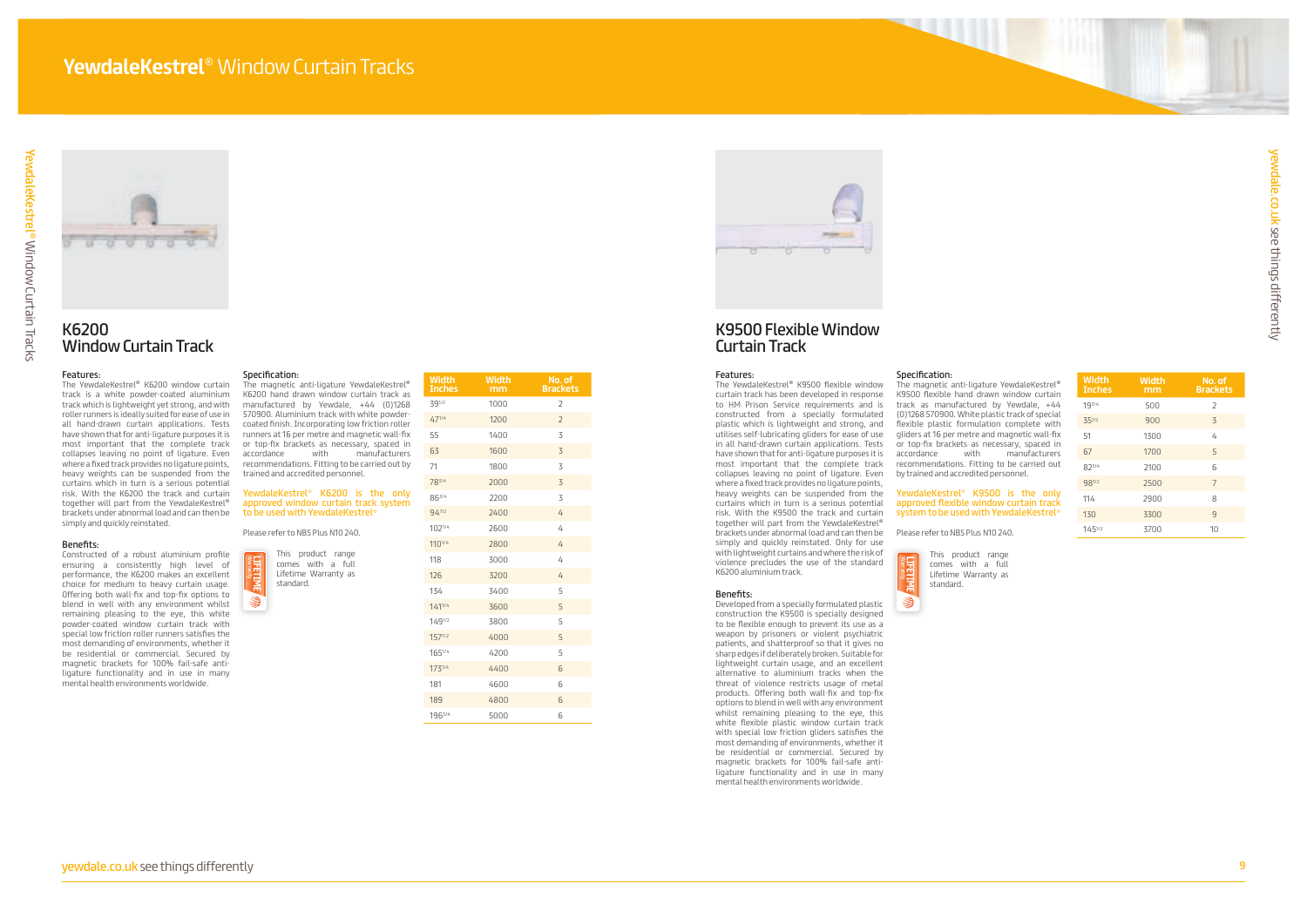# **YewdaleKestrel**® Window Curtain Tracks

## K6200 Window Curtain Track

### Features:

The YewdaleKestrel® K6200 window curtain track is a white powder-coated aluminium track which is lightweight yet strong, and with roller runners is ideally suited for ease of use in all hand-drawn curtain applications. Tests have shown that for anti-ligature purposes it is most important that the complete track collapses leaving no point of ligature. Even where a fixed track provides no ligature points, heavy weights can be suspended from the curtains which in turn is a serious potential risk. With the K6200 the track and curtain together will part from the YewdaleKestrel® brackets under abnormal load and can then be simply and quickly reinstated.

### Benefits:

Constructed of a robust aluminium profile ensuring a consistently high level of performance, the K6200 makes an excellent choice for medium to heavy curtain usage. Offering both wall-fix and top-fix options to blend in well with any environment whilst remaining pleasing to the eye, this white powder-coated window curtain track with special low friction roller runners satisfies the most demanding of environments, whether it be residential or commercial. Secured by magnetic brackets for 100% fail-safe anti-ligature functionality and in use in many mental health environments worldwide.

### Specification:

The magnetic anti-ligature YewdaleKestrel® K6200 hand drawn window curtain track as manufactured by Yewdale, +44 (0)1268 570900. Aluminium track with white powder-coated finish. Incorporating low friction roller runners at 16 per metre and magnetic wall-fix or top-fix brackets as necessary, spaced in accordance with manufacturers recommendations. Fitting to be carried out by trained and accredited personnel.

YewdaleKestrel® K6200 is the only approved window curtain track system to be used with YewdaleKestrel®

Please refer to NBS Plus N10 240.

This product range comes with a full Lifetime Warranty as standard.

| Width Inches | Width mm | No. of Brackets |
|---|---|---|
| 39½ | 1000 | 2 |
| 47¼ | 1200 | 2 |
| 55 | 1400 | 3 |
| 63 | 1600 | 3 |
| 71 | 1800 | 3 |
| 78¾ | 2000 | 3 |
| 86¾ | 2200 | 3 |
| 94½ | 2400 | 4 |
| 102¼ | 2600 | 4 |
| 110¼ | 2800 | 4 |
| 118 | 3000 | 4 |
| 126 | 3200 | 4 |
| 134 | 3400 | 5 |
| 141¾ | 3600 | 5 |
| 149½ | 3800 | 5 |
| 157½ | 4000 | 5 |
| 165¼ | 4200 | 5 |
| 173¼ | 4400 | 6 |
| 181 | 4600 | 6 |
| 189 | 4800 | 6 |
| 196¾ | 5000 | 6 |

## K9500 Flexible Window Curtain Track

### Features:

The YewdaleKestrel® K9500 flexible window curtain track has been developed in response to HM Prison Service requirements and is constructed from a specially formulated plastic which is lightweight and strong, and utilises self-lubricating gliders for ease of use in all hand-drawn curtain applications. Tests have shown that for anti-ligature purposes it is most important that the complete track collapses leaving no point of ligature. Even where a fixed track provides no ligature points, heavy weights can be suspended from the curtains which in turn is a serious potential risk. With the K9500 the track and curtain together will part from the YewdaleKestrel® brackets under abnormal load and can then be simply and quickly reinstated. Only for use with lightweight curtains and where the risk of violence precludes the use of the standard K6200 aluminium track.

### Benefits:

Developed from a specially formulated plastic construction the K9500 is specially designed to be flexible enough to prevent its use as a weapon by prisoners or violent psychiatric patients, and shatterproof so that it gives no sharp edges if deliberately broken. Suitable for lightweight curtain usage, and an excellent alternative to aluminium tracks when the threat of violence restricts usage of metal products. Offering both wall-fix and top-fix options to blend in well with any environment whilst remaining pleasing to the eye, this white flexible plastic window curtain track with special low friction gliders satisfies the most demanding of environments, whether it be residential or commercial. Secured by magnetic brackets for 100% fail-safe anti-ligature functionality and in use in many mental health environments worldwide.

### Specification:

The magnetic anti-ligature YewdaleKestrel® K9500 flexible hand drawn window curtain track as manufactured by Yewdale, +44 (0)1268 570900. White plastic track of special flexible plastic formulation complete with gliders at 16 per metre and magnetic wall-fix or top-fix brackets as necessary, spaced in accordance with manufacturers recommendations. Fitting to be carried out by trained and accredited personnel.

YewdaleKestrel® K9500 is the only approved flexible window curtain track system to be used with YewdaleKestrel®

Please refer to NBS Plus N10 240.

This product range comes with a full Lifetime Warranty as standard.

| Width Inches | Width mm | No. of Brackets |
|---|---|---|
| 19¾ | 500 | 2 |
| 35½ | 900 | 3 |
| 51 | 1300 | 4 |
| 67 | 1700 | 5 |
| 82¾ | 2100 | 6 |
| 98½ | 2500 | 7 |
| 114 | 2900 | 8 |
| 130 | 3300 | 9 |
| 145½ | 3700 | 10 |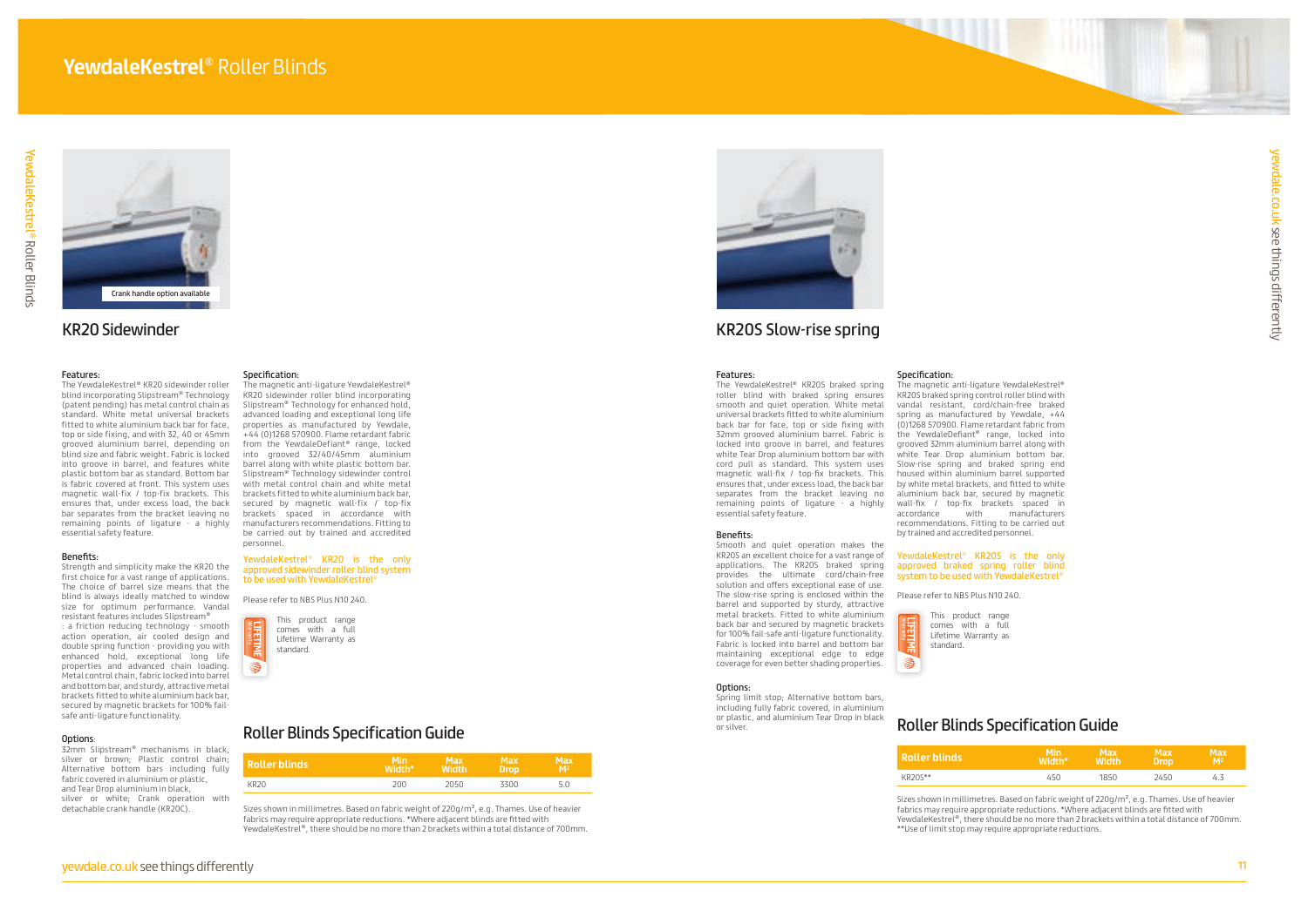# YewdaleKestrel® Roller Blinds

Crank handle option available

## KR20 Sidewinder

### Features:

The YewdaleKestrel® KR20 sidewinder roller blind incorporating Slipstream® Technology (patent pending) has metal control chain as standard. White metal universal brackets fitted to white aluminium back bar for face, top or side fixing, and with 32, 40 or 45mm grooved aluminium barrel, depending on blind size and fabric weight. Fabric is locked into groove in barrel, and features white plastic bottom bar as standard. Bottom bar is fabric covered at front. This system uses magnetic wall-fix / top-fix brackets. This ensures that, under excess load, the back bar separates from the bracket leaving no remaining points of ligature - a highly essential safety feature.

### Benefits:

Strength and simplicity make the KR20 the first choice for a vast range of applications. The choice of barrel size means that the blind is always ideally matched to window size for optimum performance. Vandal resistant features includes Slipstream® : a friction reducing technology - smooth action operation, air cooled design and double spring function - providing you with enhanced hold, exceptional long life properties and advanced chain loading. Metal control chain, fabric locked into barrel and bottom bar, and sturdy, attractive metal brackets fitted to white aluminium back bar, secured by magnetic brackets for 100% fail-safe anti-ligature functionality.

### Options:

32mm Slipstream® mechanisms in black, silver or brown; Plastic control chain; Alternative bottom bars including fully fabric covered in aluminium or plastic, and Tear Drop aluminium in black, silver or white; Crank operation with detachable crank handle (KR20C).

### Specification:

The magnetic anti-ligature YewdaleKestrel® KR20 sidewinder roller blind incorporating Slipstream® Technology for enhanced hold, advanced loading and exceptional long life properties as manufactured by Yewdale, +44 (0)1268 570900. Flame retardant fabric from the YewdaleDefiant® range, locked into grooved 32/40/45mm aluminium barrel along with white plastic bottom bar. Slipstream® Technology sidewinder control with metal control chain and white metal brackets fitted to white aluminium back bar, secured by magnetic wall-fix / top-fix brackets spaced in accordance with manufacturers recommendations. Fitting to be carried out by trained and accredited personnel.

YewdaleKestrel® KR20 is the only approved sidewinder roller blind system to be used with YewdaleKestrel®

Please refer to NBS Plus N10 240.

LIFETIME Warranty

This product range comes with a full Lifetime Warranty as standard.

## Roller Blinds Specification Guide

| Roller blinds | Min Width* | Max Width | Max Drop | Max M² |
|---|---|---|---|---|
| KR20 | 200 | 2050 | 3300 | 5.0 |

Sizes shown in millimetres. Based on fabric weight of 220g/m², e.g. Thames. Use of heavier fabrics may require appropriate reductions. *Where adjacent blinds are fitted with YewdaleKestrel®, there should be no more than 2 brackets within a total distance of 700mm.

## KR20S Slow-rise spring

### Features:

The YewdaleKestrel® KR20S braked spring roller blind with braked spring ensures smooth and quiet operation. White metal universal brackets fitted to white aluminium back bar for face, top or side fixing with 32mm grooved aluminium barrel. Fabric is locked into groove in barrel, and features white Tear Drop aluminium bottom bar with cord pull as standard. This system uses magnetic wall-fix / top-fix brackets. This ensures that, under excess load, the back bar separates from the bracket leaving no remaining points of ligature - a highly essential safety feature.

### Benefits:

Smooth and quiet operation makes the KR20S an excellent choice for a vast range of applications. The KR20S braked spring provides the ultimate cord/chain-free solution and offers exceptional ease of use. The slow-rise spring is enclosed within the barrel and supported by sturdy, attractive metal brackets. Fitted to white aluminium back bar and secured by magnetic brackets for 100% fail-safe anti-ligature functionality. Fabric is locked into barrel and bottom bar maintaining exceptional edge to edge coverage for even better shading properties.

### Options:

Spring limit stop; Alternative bottom bars, including fully fabric covered, in aluminium or plastic, and aluminium Tear Drop in black or silver.

### Specification:

The magnetic anti-ligature YewdaleKestrel® KR20S braked spring control roller blind with vandal resistant, cord/chain-free braked spring as manufactured by Yewdale, +44 (0)1268 570900. Flame retardant fabric from the YewdaleDefiant® range, locked into grooved 32mm aluminium barrel along with white Tear Drop aluminium bottom bar. Slow-rise spring and braked spring end housed within aluminium barrel supported by white metal brackets, and fitted to white aluminium back bar, secured by magnetic wall-fix / top-fix brackets spaced in accordance with manufacturers recommendations. Fitting to be carried out by trained and accredited personnel.

YewdaleKestrel® KR20S is the only approved braked spring roller blind system to be used with YewdaleKestrel®

Please refer to NBS Plus N10 240.

LIFETIME Warranty

This product range comes with a full Lifetime Warranty as standard.

## Roller Blinds Specification Guide

| Roller blinds | Min Width* | Max Width | Max Drop | Max M² |
|---|---|---|---|---|
| KR20S** | 450 | 1850 | 2450 | 4.3 |

Sizes shown in millimetres. Based on fabric weight of 220g/m², e.g. Thames. Use of heavier fabrics may require appropriate reductions. *Where adjacent blinds are fitted with YewdaleKestrel®, there should be no more than 2 brackets within a total distance of 700mm.
**Use of limit stop may require appropriate reductions.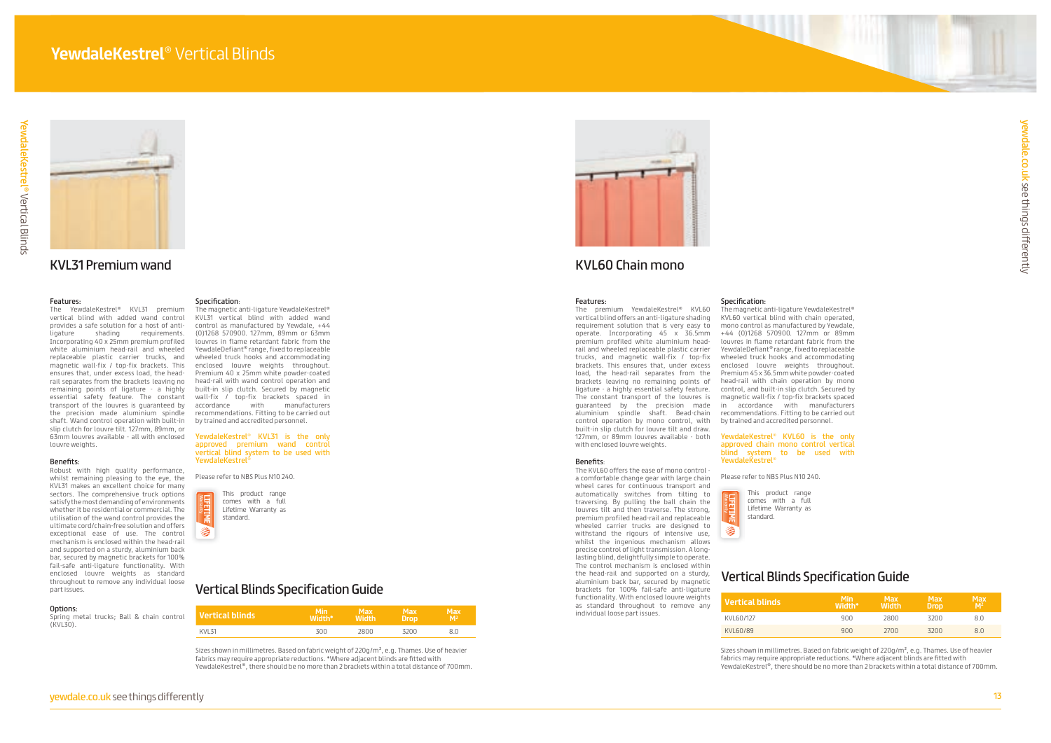# YewdaleKestrel® Vertical Blinds

## KVL31 Premium wand

### Features:

The YewdaleKestrel® KVL31 premium vertical blind with added wand control provides a safe solution for a host of anti-ligature shading requirements. Incorporating 40 x 25mm premium profiled white aluminium head-rail and wheeled replaceable plastic carrier trucks, and magnetic wall-fix / top-fix brackets. This ensures that, under excess load, the head-rail separates from the brackets leaving no remaining points of ligature - a highly essential safety feature. The constant transport of the louvres is guaranteed by the precision made aluminium spindle shaft. Wand control operation with built-in slip clutch for louvre tilt. 127mm, 89mm, or 63mm louvres available - all with enclosed louvre weights.

### Benefits:

Robust with high quality performance, whilst remaining pleasing to the eye, the KVL31 makes an excellent choice for many sectors. The comprehensive truck options satisfy the most demanding of environments whether it be residential or commercial. The utilisation of the wand control provides the ultimate cord/chain-free solution and offers exceptional ease of use. The control mechanism is enclosed within the head-rail and supported on a sturdy, aluminium back bar, secured by magnetic brackets for 100% fail-safe anti-ligature functionality. With enclosed louvre weights as standard throughout to remove any individual loose part issues.

### Options:

Spring metal trucks; Ball & chain control (KVL30).

### Specification:

The magnetic anti-ligature YewdaleKestrel® KVL31 vertical blind with added wand control as manufactured by Yewdale, +44 (0)1268 570900. 127mm, 89mm or 63mm louvres in flame retardant fabric from the YewdaleDefiant® range, fixed to replaceable wheeled truck hooks and accommodating enclosed louvre weights throughout. Premium 40 x 25mm white powder-coated head-rail with wand control operation and built-in slip clutch. Secured by magnetic wall-fix / top-fix brackets spaced in accordance with manufacturers recommendations. Fitting to be carried out by trained and accredited personnel.

YewdaleKestrel® KVL31 is the only approved premium wand control vertical blind system to be used with YewdaleKestrel®

Please refer to NBS Plus N10 240.

This product range comes with a full Lifetime Warranty as standard.

### Vertical Blinds Specification Guide

| Vertical blinds | Min Width* | Max Width | Max Drop | Max M² |
|---|---|---|---|---|
| KVL31 | 300 | 2800 | 3200 | 8.0 |

Sizes shown in millimetres. Based on fabric weight of 220g/m², e.g. Thames. Use of heavier fabrics may require appropriate reductions. *Where adjacent blinds are fitted with YewdaleKestrel®, there should be no more than 2 brackets within a total distance of 700mm.

## KVL60 Chain mono

### Features:

The premium YewdaleKestrel® KVL60 vertical blind offers an anti-ligature shading requirement solution that is very easy to operate. Incorporating 45 x 36.5mm premium profiled white aluminium head-rail and wheeled replaceable plastic carrier trucks, and magnetic wall-fix / top-fix brackets. This ensures that, under excess load, the head-rail separates from the brackets leaving no remaining points of ligature - a highly essential safety feature. The constant transport of the louvres is guaranteed by the precision made aluminium spindle shaft. Bead-chain control operation by mono control, with built-in slip clutch for louvre tilt and draw. 127mm, or 89mm louvres available - both with enclosed louvre weights.

### Benefits:

The KVL60 offers the ease of mono control - a comfortable change gear with large chain wheel cares for continuous transport and automatically switches from tilting to traversing. By pulling the ball chain the louvres tilt and then traverse. The strong, premium profiled head-rail and replaceable wheeled carrier trucks are designed to withstand the rigours of intensive use, whilst the ingenious mechanism allows precise control of light transmission. A long-lasting blind, delightfully simple to operate. The control mechanism is enclosed within the head-rail and supported on a sturdy, aluminium back bar, secured by magnetic brackets for 100% fail-safe anti-ligature functionality. With enclosed louvre weights as standard throughout to remove any individual loose part issues.

### Specification:

The magnetic anti-ligature YewdaleKestrel® KVL60 vertical blind with chain operated, mono control as manufactured by Yewdale, +44 (0)1268 570900. 127mm or 89mm louvres in flame retardant fabric from the YewdaleDefiant® range, fixed to replaceable wheeled truck hooks and accommodating enclosed louvre weights throughout. Premium 45 x 36.5mm white powder-coated head-rail with chain operation by mono control, and built-in slip clutch. Secured by magnetic wall-fix / top-fix brackets spaced in accordance with manufacturers recommendations. Fitting to be carried out by trained and accredited personnel.

YewdaleKestrel® KVL60 is the only approved chain mono control vertical blind system to be used with YewdaleKestrel®

Please refer to NBS Plus N10 240.

This product range comes with a full Lifetime Warranty as standard.

### Vertical Blinds Specification Guide

| Vertical blinds | Min Width* | Max Width | Max Drop | Max M² |
|---|---|---|---|---|
| KVL60/127 | 900 | 2800 | 3200 | 8.0 |
| KVL60/89 | 900 | 2700 | 3200 | 8.0 |

Sizes shown in millimetres. Based on fabric weight of 220g/m², e.g. Thames. Use of heavier fabrics may require appropriate reductions. *Where adjacent blinds are fitted with YewdaleKestrel®, there should be no more than 2 brackets within a total distance of 700mm.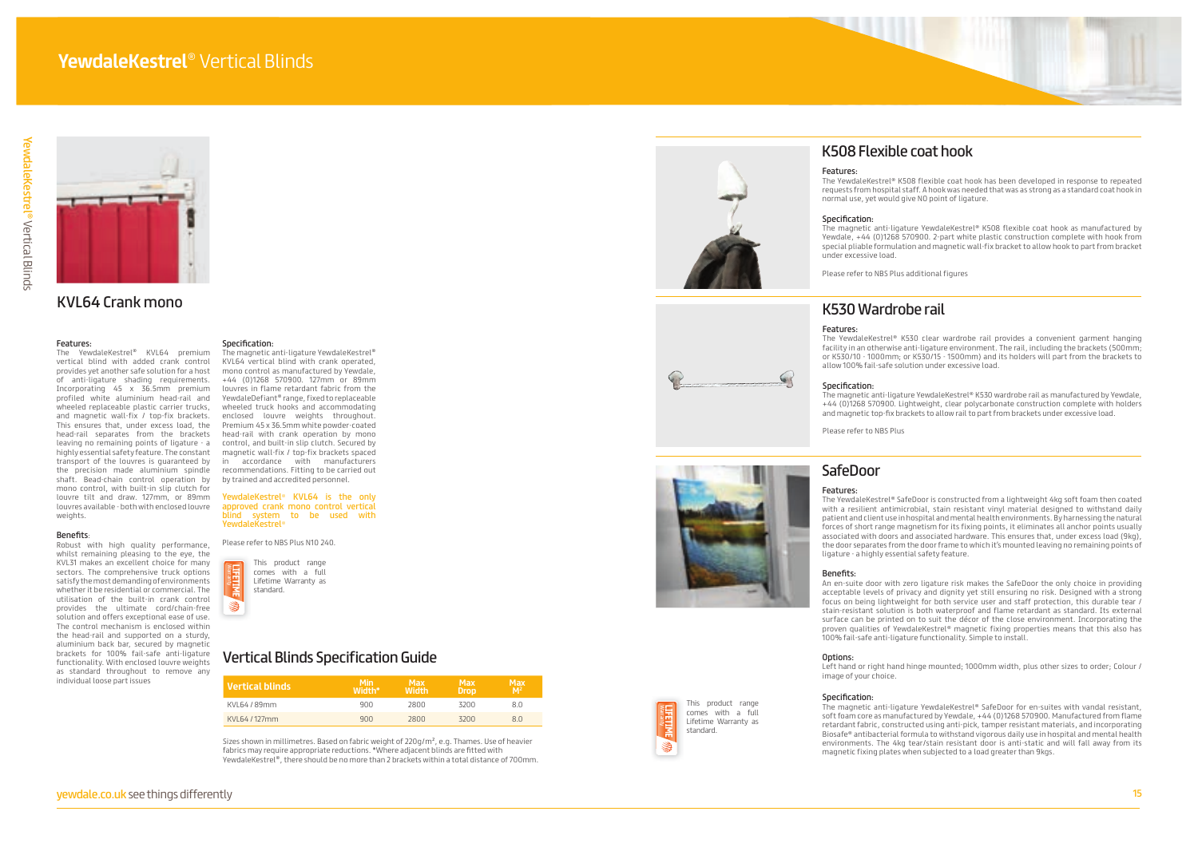# **YewdaleKestrel®** Vertical Blinds

## KVL64 Crank mono

### Features:

The YewdaleKestrel® KVL64 premium vertical blind with added crank control provides yet another safe solution for a host of anti-ligature shading requirements. Incorporating 45 x 36.5mm premium profiled white aluminium head-rail and wheeled replaceable plastic carrier trucks, and magnetic wall-fix / top-fix brackets. This ensures that, under excess load, the head-rail separates from the brackets leaving no remaining points of ligature - a highly essential safety feature. The constant transport of the louvres is guaranteed by the precision made aluminium spindle shaft. Bead-chain control operation by mono control, with built-in slip clutch for louvre tilt and draw. 127mm, or 89mm louvres available - both with enclosed louvre weights.

### Benefits:

Robust with high quality performance, whilst remaining pleasing to the eye, the KVL31 makes an excellent choice for many sectors. The comprehensive truck options satisfy the most demanding of environments whether it be residential or commercial. The utilisation of the built-in crank control provides the ultimate cord/chain-free solution and offers exceptional ease of use. The control mechanism is enclosed within the head-rail and supported on a sturdy, aluminium back bar, secured by magnetic brackets for 100% fail-safe anti-ligature functionality. With enclosed louvre weights as standard throughout to remove any individual loose part issues

### Specification:

The magnetic anti-ligature YewdaleKestrel® KVL64 vertical blind with crank operated, mono control as manufactured by Yewdale, +44 (0)1268 570900. 127mm or 89mm louvres in flame retardant fabric from the YewdaleDefiant® range, fixed to replaceable wheeled truck hooks and accommodating enclosed louvre weights throughout. Premium 45 x 36.5mm white powder-coated head-rail with crank operation by mono control, and built-in slip clutch. Secured by magnetic wall-fix / top-fix brackets spaced in accordance with manufacturers recommendations. Fitting to be carried out by trained and accredited personnel.

YewdaleKestrel® KVL64 is the only approved crank mono control vertical blind system to be used with YewdaleKestrel®

Please refer to NBS Plus N10 240.

This product range comes with a full Lifetime Warranty as standard.

## Vertical Blinds Specification Guide

| Vertical blinds | Min Width* | Max Width | Max Drop | Max M² |
|---|---|---|---|---|
| KVL64 / 89mm | 900 | 2800 | 3200 | 8.0 |
| KVL64 / 127mm | 900 | 2800 | 3200 | 8.0 |

Sizes shown in millimetres. Based on fabric weight of 220g/m², e.g. Thames. Use of heavier fabrics may require appropriate reductions. *Where adjacent blinds are fitted with YewdaleKestrel®, there should be no more than 2 brackets within a total distance of 700mm.

## K508 Flexible coat hook

### Features:

The YewdaleKestrel® K508 flexible coat hook has been developed in response to repeated requests from hospital staff. A hook was needed that was as strong as a standard coat hook in normal use, yet would give NO point of ligature.

### Specification:

The magnetic anti-ligature YewdaleKestrel® K508 flexible coat hook as manufactured by Yewdale, +44 (0)1268 570900. 2-part white plastic construction complete with hook from special pliable formulation and magnetic wall-fix bracket to allow hook to part from bracket under excessive load.

Please refer to NBS Plus additional figures

## K530 Wardrobe rail

### Features:

The YewdaleKestrel® K530 clear wardrobe rail provides a convenient garment hanging facility in an otherwise anti-ligature environment. The rail, including the brackets (500mm; or K530/10 - 1000mm; or K530/15 - 1500mm) and its holders will part from the brackets to allow 100% fail-safe solution under excessive load.

### Specification:

The magnetic anti-ligature YewdaleKestrel® K530 wardrobe rail as manufactured by Yewdale, +44 (0)1268 570900. Lightweight, clear polycarbonate construction complete with holders and magnetic top-fix brackets to allow rail to part from brackets under excessive load.

Please refer to NBS Plus

## SafeDoor

### Features:

The YewdaleKestrel® SafeDoor is constructed from a lightweight 4kg soft foam then coated with a resilient antimicrobial, stain resistant vinyl material designed to withstand daily patient and client use in hospital and mental health environments. By harnessing the natural forces of short range magnetism for its fixing points, it eliminates all anchor points usually associated with doors and associated hardware. This ensures that, under excess load (9kg), the door separates from the door frame to which it's mounted leaving no remaining points of ligature - a highly essential safety feature.

### Benefits:

An en-suite door with zero ligature risk makes the SafeDoor the only choice in providing acceptable levels of privacy and dignity yet still ensuring no risk. Designed with a strong focus on being lightweight for both service user and staff protection, this durable tear / stain-resistant solution is both waterproof and flame retardant as standard. Its external surface can be printed on to suit the décor of the close environment. Incorporating the proven qualities of YewdaleKestrel® magnetic fixing properties means that this also has 100% fail-safe anti-ligature functionality. Simple to install.

### Options:

Left hand or right hand hinge mounted; 1000mm width, plus other sizes to order; Colour / image of your choice.

### Specification:

The magnetic anti-ligature YewdaleKestrel® SafeDoor for en-suites with vandal resistant, soft foam core as manufactured by Yewdale, +44 (0)1268 570900. Manufactured from flame retardant fabric, constructed using anti-pick, tamper resistant materials, and incorporating Biosafe® antibacterial formula to withstand vigorous daily use in hospital and mental health environments. The 4kg tear/stain resistant door is anti-static and will fall away from its magnetic fixing plates when subjected to a load greater than 9kgs.

This product range comes with a full Lifetime Warranty as standard.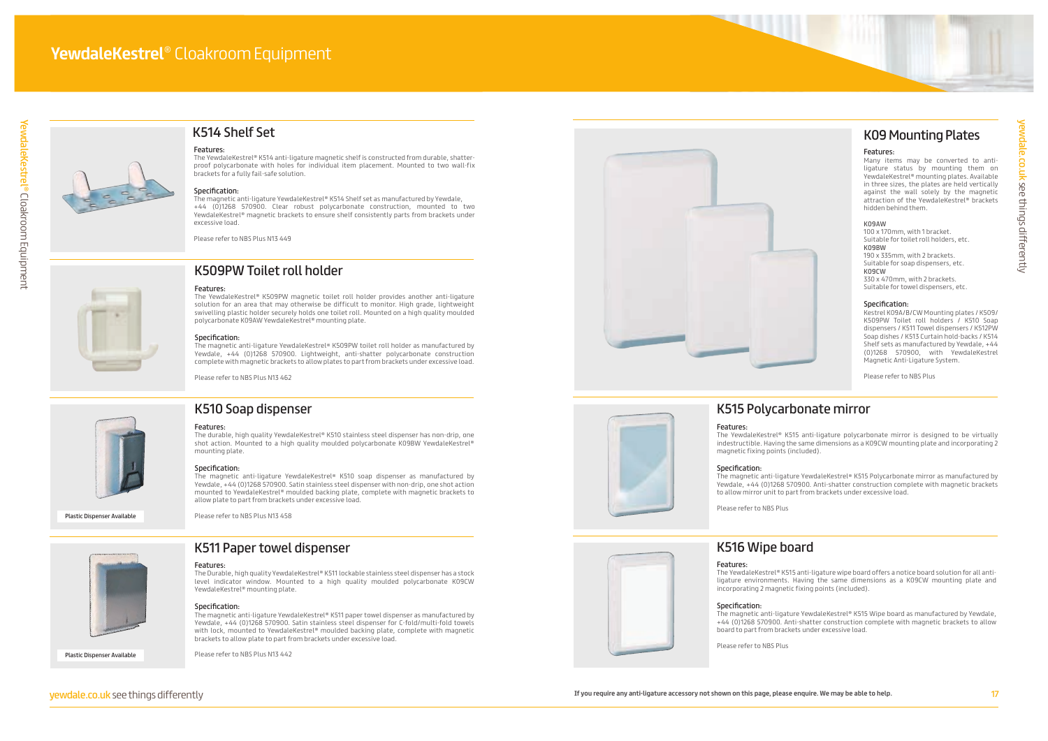# YewdaleKestrel® Cloakroom Equipment

## K514 Shelf Set

**Features:**

The YewdaleKestrel® K514 anti-ligature magnetic shelf is constructed from durable, shatter-proof polycarbonate with holes for individual item placement. Mounted to two wall-fix brackets for a fully fail-safe solution.

**Specification:**

The magnetic anti-ligature YewdaleKestrel® K514 Shelf set as manufactured by Yewdale, +44 (0)1268 570900. Clear robust polycarbonate construction, mounted to two YewdaleKestrel® magnetic brackets to ensure shelf consistently parts from brackets under excessive load.

Please refer to NBS Plus N13 449

## K509PW Toilet roll holder

**Features:**

The YewdaleKestrel® K509PW magnetic toilet roll holder provides another anti-ligature solution for an area that may otherwise be difficult to monitor. High grade, lightweight swivelling plastic holder securely holds one toilet roll. Mounted on a high quality moulded polycarbonate K09AW YewdaleKestrel® mounting plate.

**Specification:**

The magnetic anti-ligature YewdaleKestrel® K509PW toilet roll holder as manufactured by Yewdale, +44 (0)1268 570900. Lightweight, anti-shatter polycarbonate construction complete with magnetic brackets to allow plates to part from brackets under excessive load.

Please refer to NBS Plus N13 462

## K510 Soap dispenser

**Features:**

The durable, high quality YewdaleKestrel® K510 stainless steel dispenser has non-drip, one shot action. Mounted to a high quality moulded polycarbonate K09BW YewdaleKestrel® mounting plate.

**Specification:**

The magnetic anti-ligature YewdaleKestrel® K510 soap dispenser as manufactured by Yewdale, +44 (0)1268 570900. Satin stainless steel dispenser with non-drip, one shot action mounted to YewdaleKestrel® moulded backing plate, complete with magnetic brackets to allow plate to part from brackets under excessive load.

Plastic Dispenser Available

Please refer to NBS Plus N13 458

## K511 Paper towel dispenser

**Features:**

The Durable, high quality YewdaleKestrel® K511 lockable stainless steel dispenser has a stock level indicator window. Mounted to a high quality moulded polycarbonate K09CW YewdaleKestrel® mounting plate.

**Specification:**

The magnetic anti-ligature YewdaleKestrel® K511 paper towel dispenser as manufactured by Yewdale, +44 (0)1268 570900. Satin stainless steel dispenser for C-fold/multi-fold towels with lock, mounted to YewdaleKestrel® moulded backing plate, complete with magnetic brackets to allow plate to part from brackets under excessive load.

Plastic Dispenser Available

Please refer to NBS Plus N13 442

## K09 Mounting Plates

**Features:**

Many items may be converted to anti-ligature status by mounting them on YewdaleKestrel® mounting plates. Available in three sizes, the plates are held vertically against the wall solely by the magnetic attraction of the YewdaleKestrel® brackets hidden behind them.

K09AW
100 x 170mm, with 1 bracket.
Suitable for toilet roll holders, etc.

K09BW
190 x 335mm, with 2 brackets.
Suitable for soap dispensers, etc.

K09CW
330 x 470mm, with 2 brackets.
Suitable for towel dispensers, etc.

**Specification:**

Kestrel K09A/B/CW Mounting plates / K509/K509PW Toilet roll holders / K510 Soap dispensers / K511 Towel dispensers / K512PW Soap dishes / K513 Curtain hold-backs / K514 Shelf sets as manufactured by Yewdale, +44 (0)1268 570900, with YewdaleKestrel Magnetic Anti-Ligature System.

Please refer to NBS Plus

## K515 Polycarbonate mirror

**Features:**

The YewdaleKestrel® K515 anti-ligature polycarbonate mirror is designed to be virtually indestructible. Having the same dimensions as a K09CW mounting plate and incorporating 2 magnetic fixing points (included).

**Specification:**

The magnetic anti-ligature YewdaleKestrel® K515 Polycarbonate mirror as manufactured by Yewdale, +44 (0)1268 570900. Anti-shatter construction complete with magnetic brackets to allow mirror unit to part from brackets under excessive load.

Please refer to NBS Plus

## K516 Wipe board

**Features:**

The YewdaleKestrel® K515 anti-ligature wipe board offers a notice board solution for all anti-ligature environments. Having the same dimensions as a K09CW mounting plate and incorporating 2 magnetic fixing points (included).

**Specification:**

The magnetic anti-ligature YewdaleKestrel® K515 Wipe board as manufactured by Yewdale, +44 (0)1268 570900. Anti-shatter construction complete with magnetic brackets to allow board to part from brackets under excessive load.

Please refer to NBS Plus

**If you require any anti-ligature accessory not shown on this page, please enquire. We may be able to help.**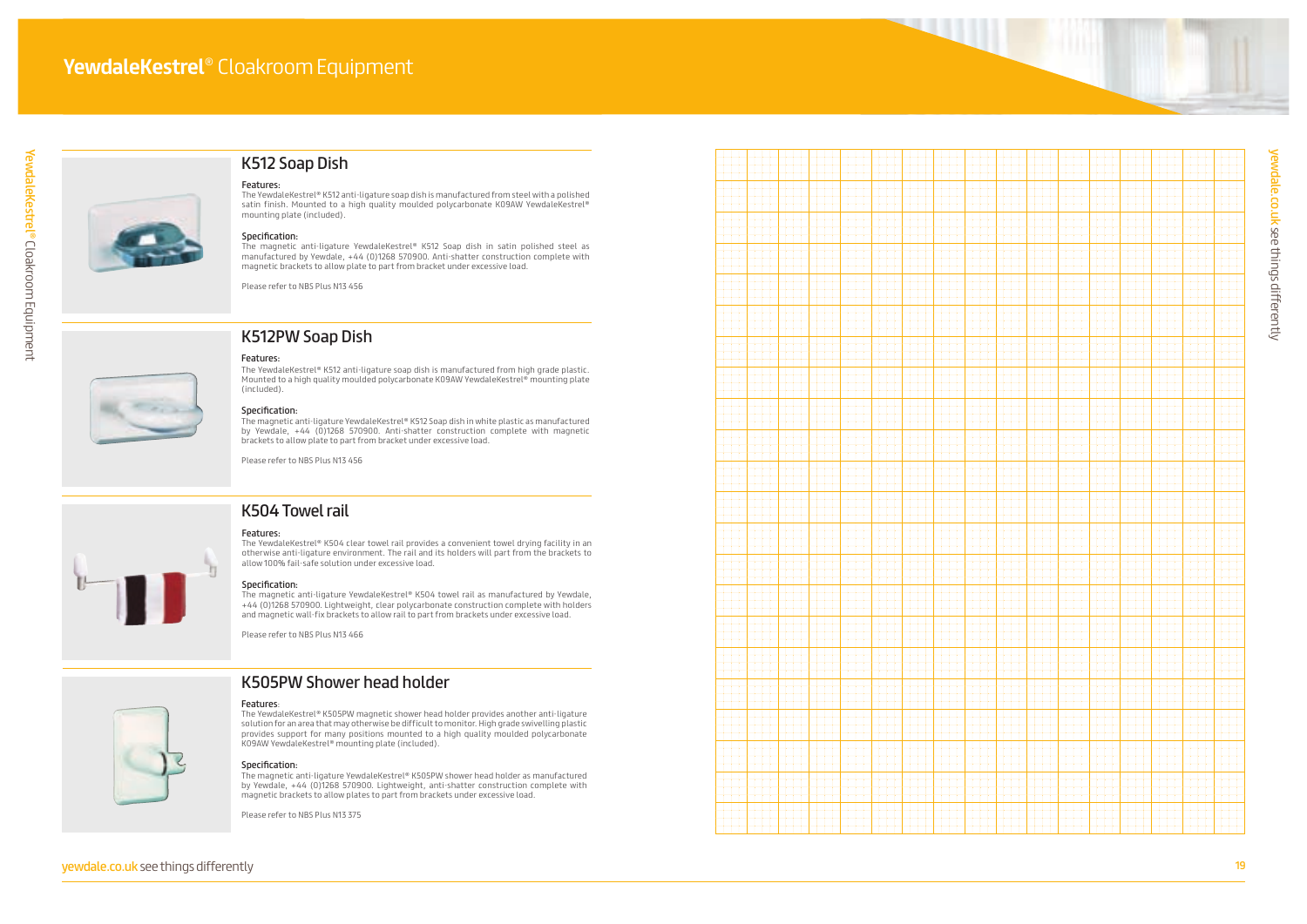# **YewdaleKestrel®** Cloakroom Equipment

## K512 Soap Dish

**Features:**

The YewdaleKestrel® K512 anti-ligature soap dish is manufactured from steel with a polished satin finish. Mounted to a high quality moulded polycarbonate K09AW YewdaleKestrel® mounting plate (included).

**Specification:**

The magnetic anti-ligature YewdaleKestrel® K512 Soap dish in satin polished steel as manufactured by Yewdale, +44 (0)1268 570900. Anti-shatter construction complete with magnetic brackets to allow plate to part from bracket under excessive load.

Please refer to NBS Plus N13 456

## K512PW Soap Dish

**Features:**

The YewdaleKestrel® K512 anti-ligature soap dish is manufactured from high grade plastic. Mounted to a high quality moulded polycarbonate K09AW YewdaleKestrel® mounting plate (included).

**Specification:**

The magnetic anti-ligature YewdaleKestrel® K512 Soap dish in white plastic as manufactured by Yewdale, +44 (0)1268 570900. Anti-shatter construction complete with magnetic brackets to allow plate to part from bracket under excessive load.

Please refer to NBS Plus N13 456

## K504 Towel rail

**Features:**

The YewdaleKestrel® K504 clear towel rail provides a convenient towel drying facility in an otherwise anti-ligature environment. The rail and its holders will part from the brackets to allow 100% fail-safe solution under excessive load.

**Specification:**

The magnetic anti-ligature YewdaleKestrel® K504 towel rail as manufactured by Yewdale, +44 (0)1268 570900. Lightweight, clear polycarbonate construction complete with holders and magnetic wall-fix brackets to allow rail to part from brackets under excessive load.

Please refer to NBS Plus N13 466

## K505PW Shower head holder

**Features:**

The YewdaleKestrel® K505PW magnetic shower head holder provides another anti-ligature solution for an area that may otherwise be difficult to monitor. High grade swivelling plastic provides support for many positions mounted to a high quality moulded polycarbonate K09AW YewdaleKestrel® mounting plate (included).

**Specification:**

The magnetic anti-ligature YewdaleKestrel® K505PW shower head holder as manufactured by Yewdale, +44 (0)1268 570900. Lightweight, anti-shatter construction complete with magnetic brackets to allow plates to part from brackets under excessive load.

Please refer to NBS Plus N13 375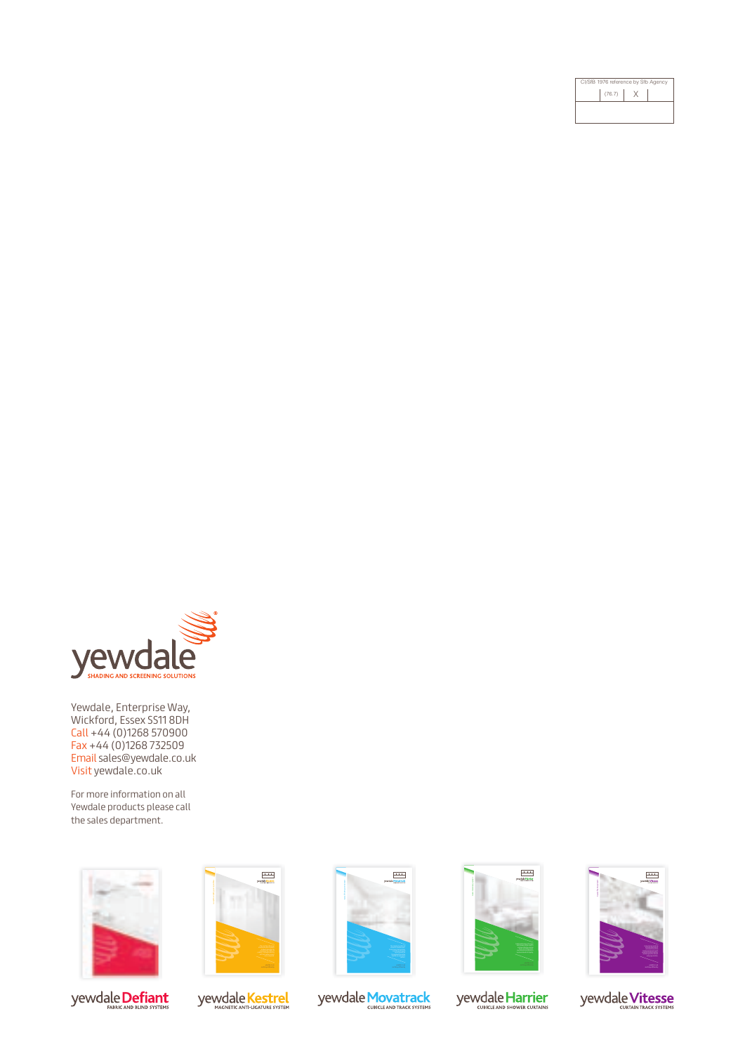| CI/SfB 1976 reference by Sfb Agency | | |
| --- | --- | --- |
| (76.7) | X | |
| | | |

yewdale

SHADING AND SCREENING SOLUTIONS

Yewdale, Enterprise Way,
Wickford, Essex SS11 8DH
Call +44 (0)1268 570900
Fax +44 (0)1268 732509
Email sales@yewdale.co.uk
Visit yewdale.co.uk

For more information on all Yewdale products please call the sales department.

yewdale Defiant
FABRIC AND BLIND SYSTEMS

yewdale Kestrel
MAGNETIC ANTI-LIGATURE SYSTEM

yewdale Movatrack
CUBICLE AND TRACK SYSTEMS

yewdale Harrier
CUBICLE AND SHOWER CURTAINS

yewdale Vitesse
CURTAIN TRACK SYSTEMS